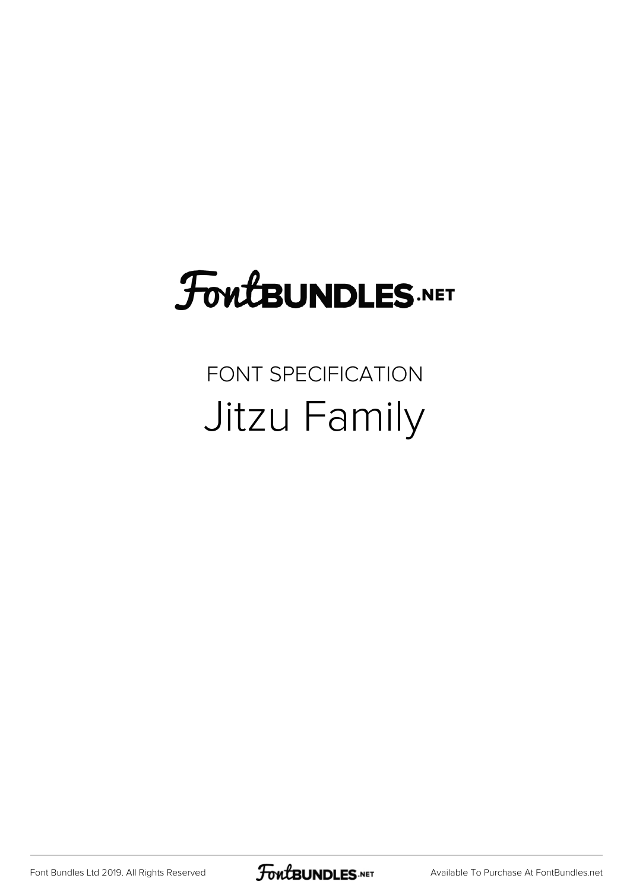FontBUNDLES.NET

FONT SPECIFICATION

# Jitzu Family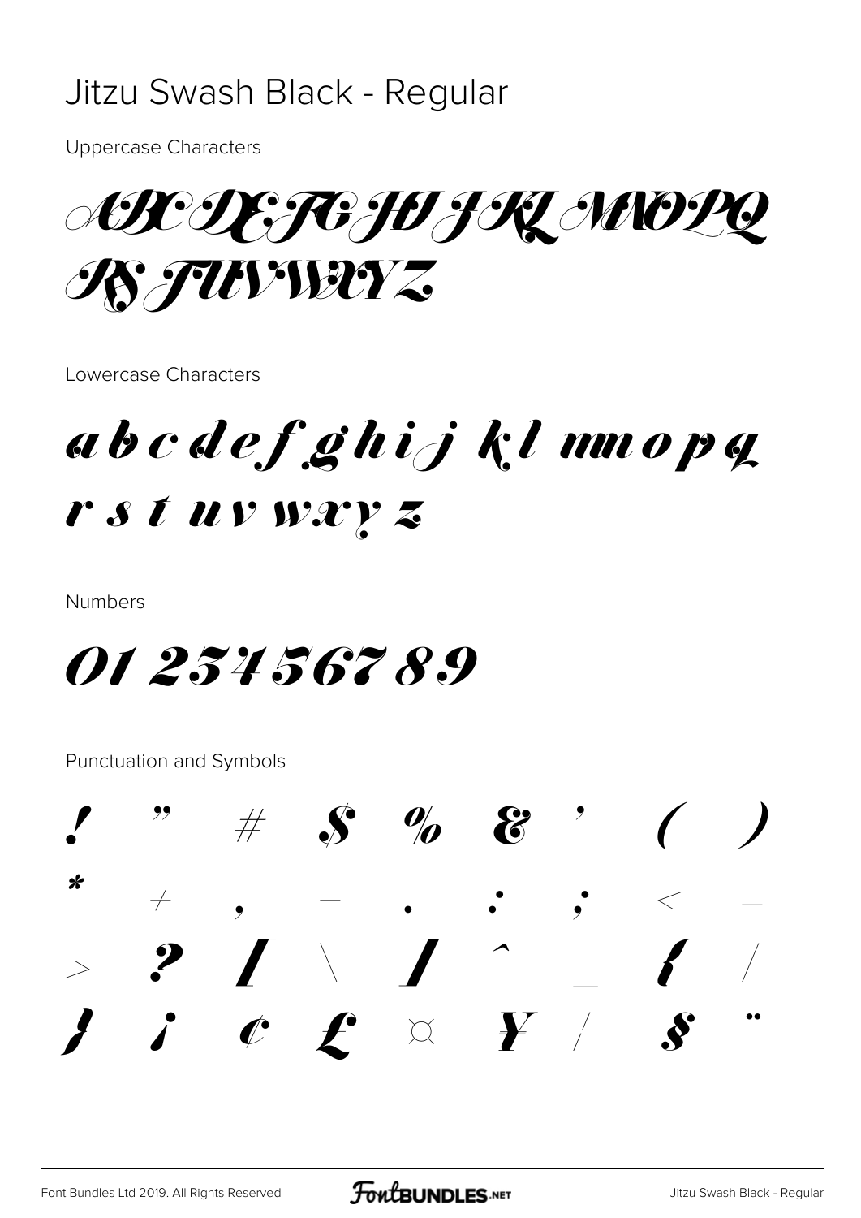# Jitzu Swash Black - Regular

Uppercase Characters

ABCDEFGHIJKLMNOPQ RSTUVWXYZ

Lowercase Characters

a b c d e f g h i j k l m n o p q r s t u v w x y z

Numbers

0 1 2 3 4 5 6 7 8 9

Punctuation and Symbols

! " # $ % & ' ( )
* + , - . : ; < =
> ? [ \ ] ^ _ { /
} ¡ ¢ £ ¤ ¥ ¦ § ¨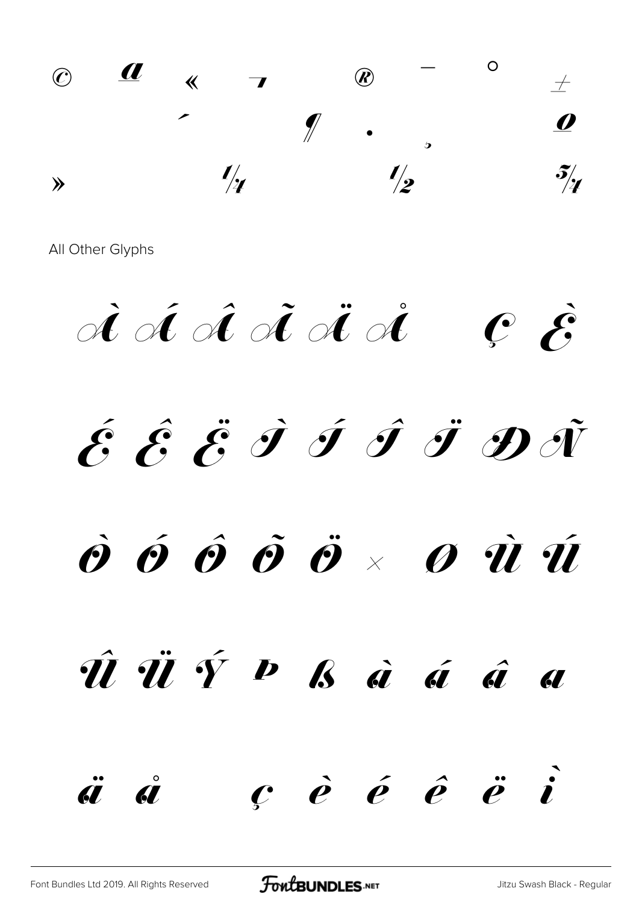© ª « ¬ ® ¯ ° ±

´ ¶ · ¸ º

» ¼ ½ ¾

All Other Glyphs

À Á Â Ã Ä Å Ç È

É Ê Ë Ì Í Î Ï Ð Ñ

Ò Ó Ô Õ Ö × Ø Ù Ú

Û Ü Ý Þ ß à á â ã

ä å ç è é ê ë ì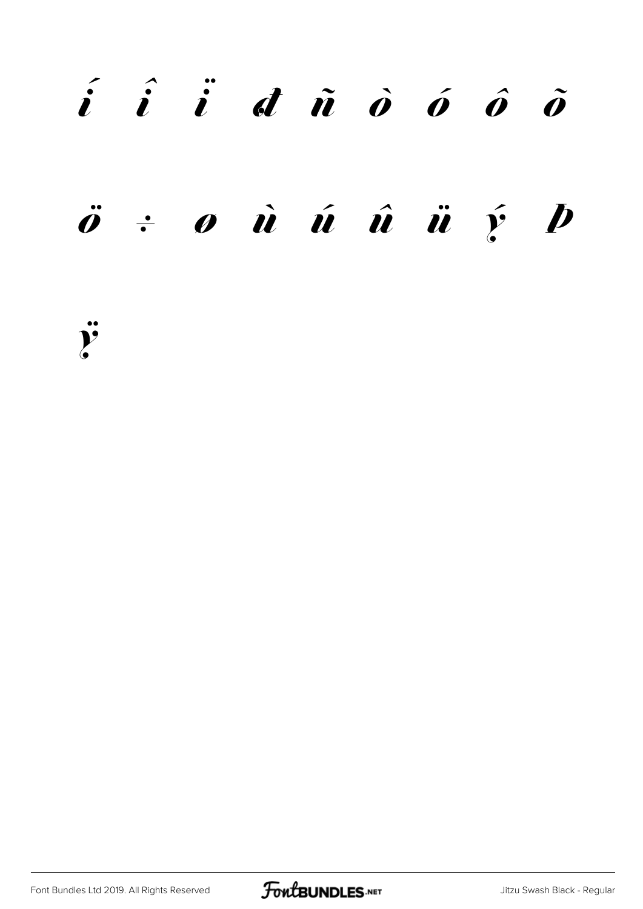í î ï ð ñ ò ó ô õ

ö ÷ ø ù ú û ü ý þ

ÿ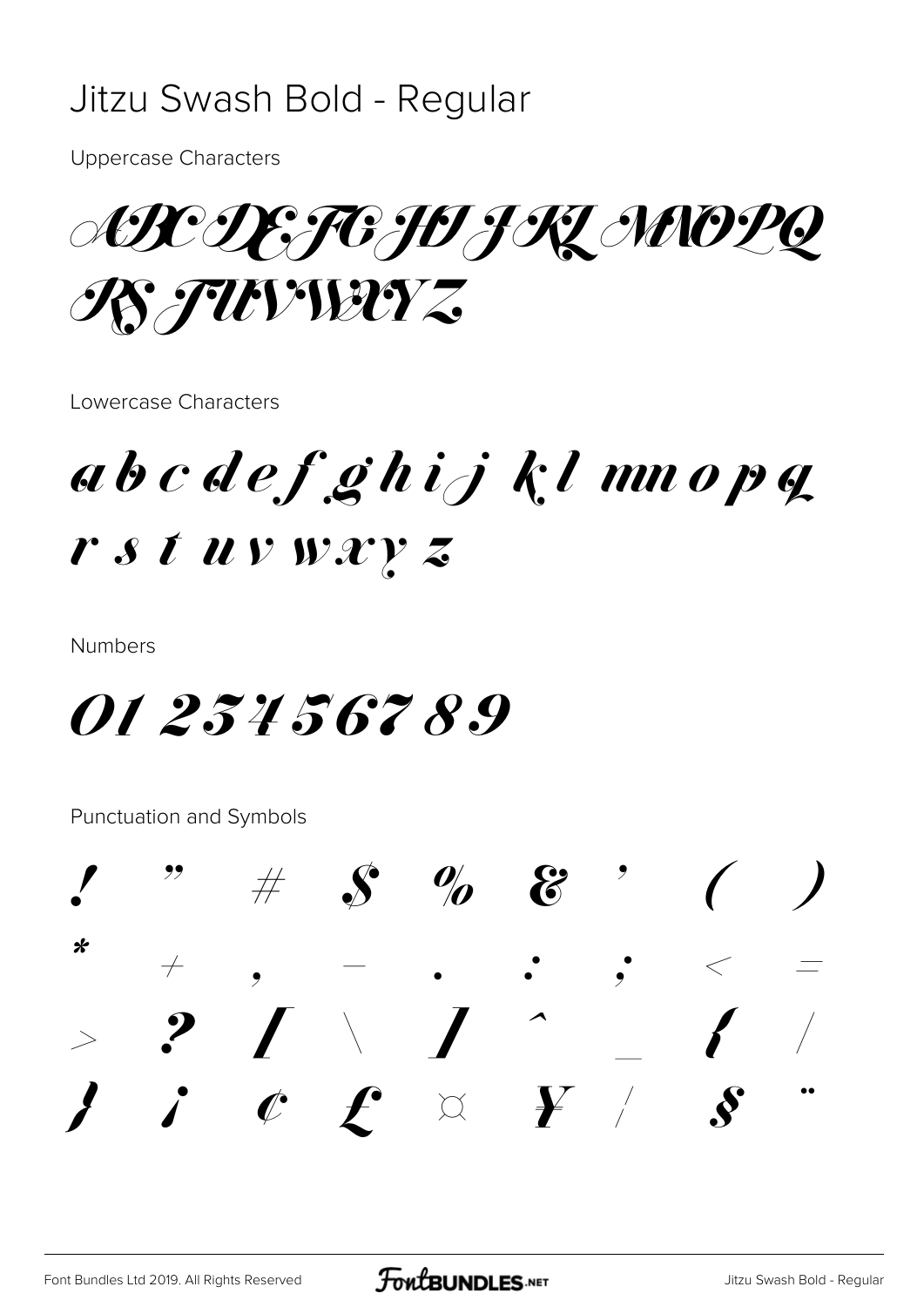# Jitzu Swash Bold - Regular

Uppercase Characters

ABCDEFGHIJKLMNOPQ
RSTUVWXYZ

Lowercase Characters

a b c d e f g h i j k l m n o p q
r s t u v w x y z

Numbers

0 1 2 3 4 5 6 7 8 9

Punctuation and Symbols

! " # $ % & ' ( )
* + , - . : ; < =
> ? [ \ ] ^ _ { |
} ¡ ¢ £ ¤ ¥ ¦ § ¨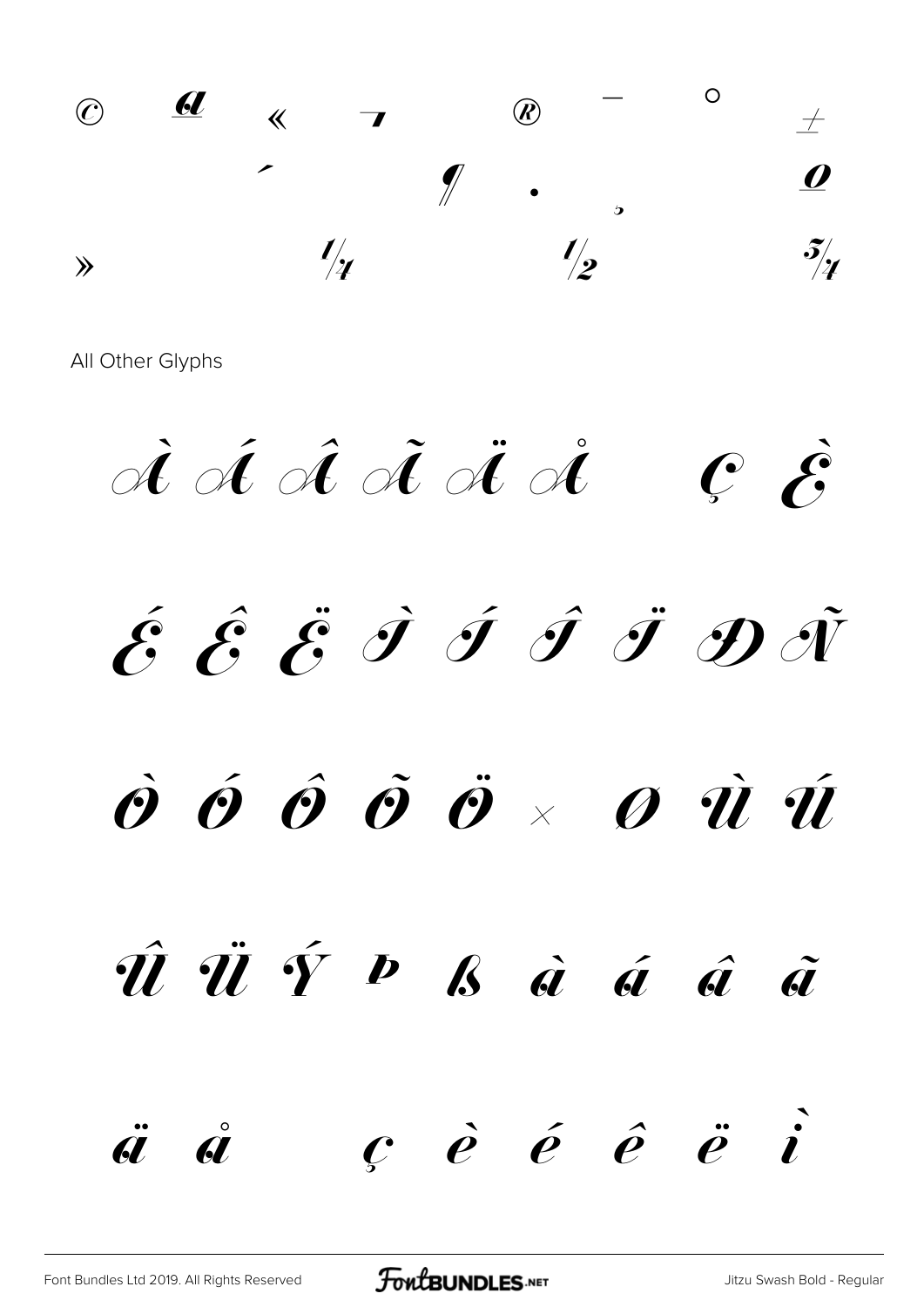© ª « ¬ ® ¯ ° ±

´ ¶ · ¸ º

» ¼ ½ ¾

All Other Glyphs

À Á Â Ã Ä Å Ç È

É Ê Ë Ì Í Î Ï Ð Ñ

Ò Ó Ô Õ Ö × Ø Ù Ú

Û Ü Ý Þ ß à á â ã

ä å ç è é ê ë ì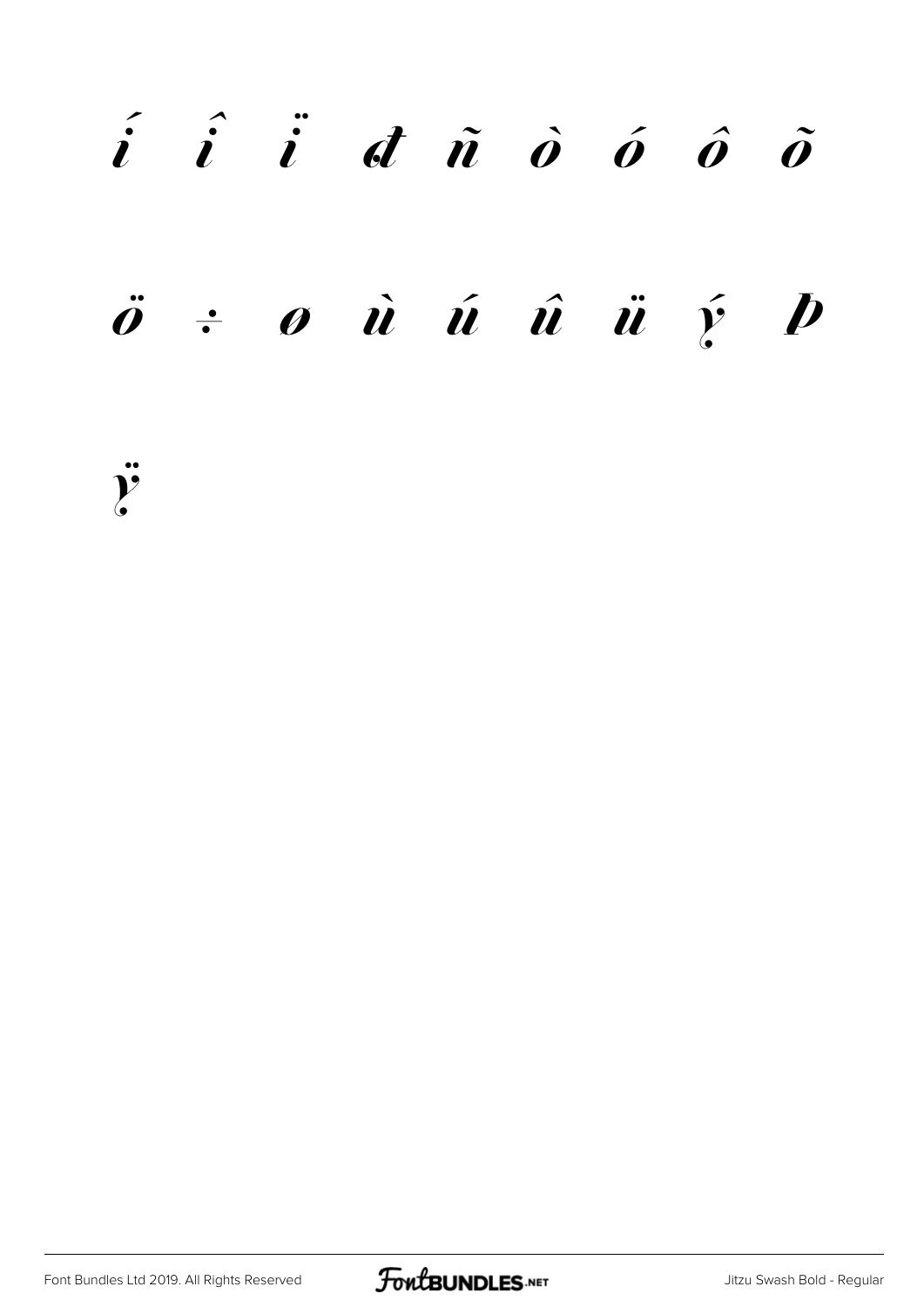í î ï đ ñ ò ó ô õ

ö ÷ ø ù ú û ü ý þ

ÿ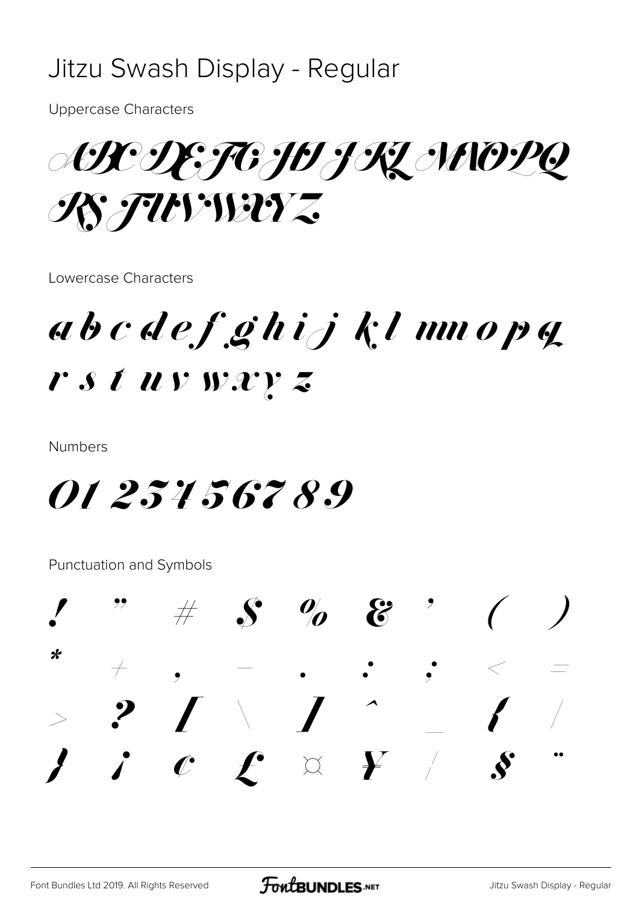# Jitzu Swash Display - Regular

Uppercase Characters

ABCDEFGHIJKLMNOPQ RSTUVWXYZ

Lowercase Characters

abcdefghijklmnopq rstuvwxyz

Numbers

0123456789

Punctuation and Symbols

! " # $ % & ' ( ) * + , - . / : ; < = > ? [ \ ] ^ _ { | } ¡ ¢ £ ¤ ¥ ¦ § ¨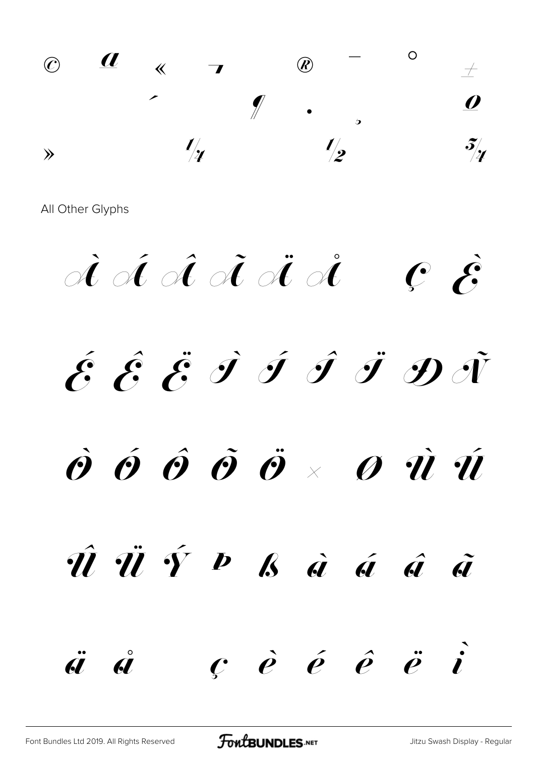© ª « ¬ ® ¯ ° ±

´ ¶ · ¸ º

» ¼ ½ ¾

All Other Glyphs

À Á Â Ã Ä Å Ç È

É Ê Ë Ì Í Î Ï Ð Ñ

Ò Ó Ô Õ Ö × Ø Ù Ú

Û Ü Ý Þ ß à á â ã

ä å ç è é ê ë ì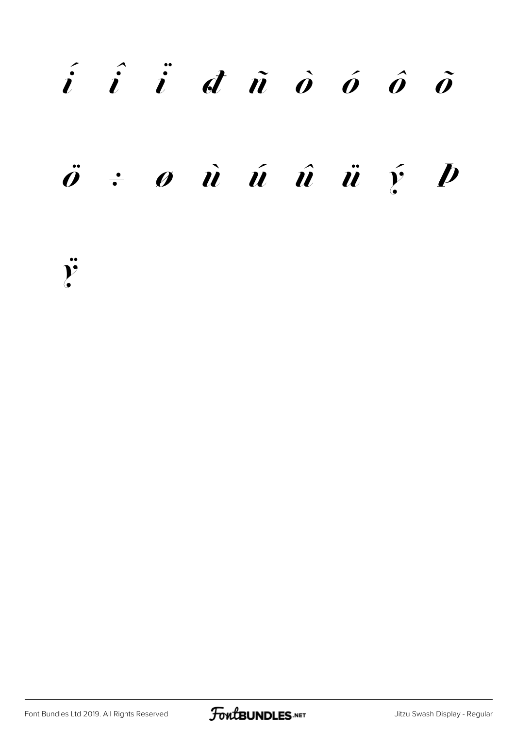í î ï đ ñ ò ó ô õ

ö ÷ ø ù ú û ü ý þ

ÿ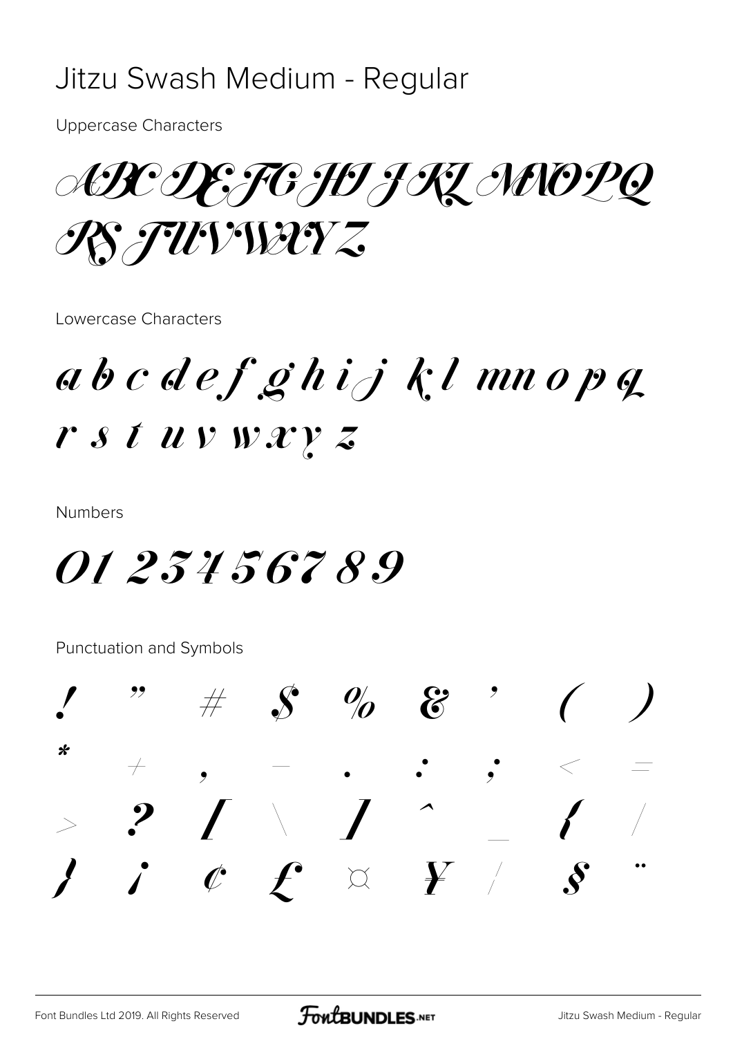# Jitzu Swash Medium - Regular

Uppercase Characters

ABCDEFGHIJKLMNOPQ
RSTUVWXYZ

Lowercase Characters

a b c d e f g h i j k l m n o p q
r s t u v w x y z

Numbers

0 1 2 3 4 5 6 7 8 9

Punctuation and Symbols

! " # $ % & ' ( )
* + , - . : ; < =
> ? [ \ ] ^ _ { |
} ¡ ¢ £ ¤ ¥ ¦ § ¨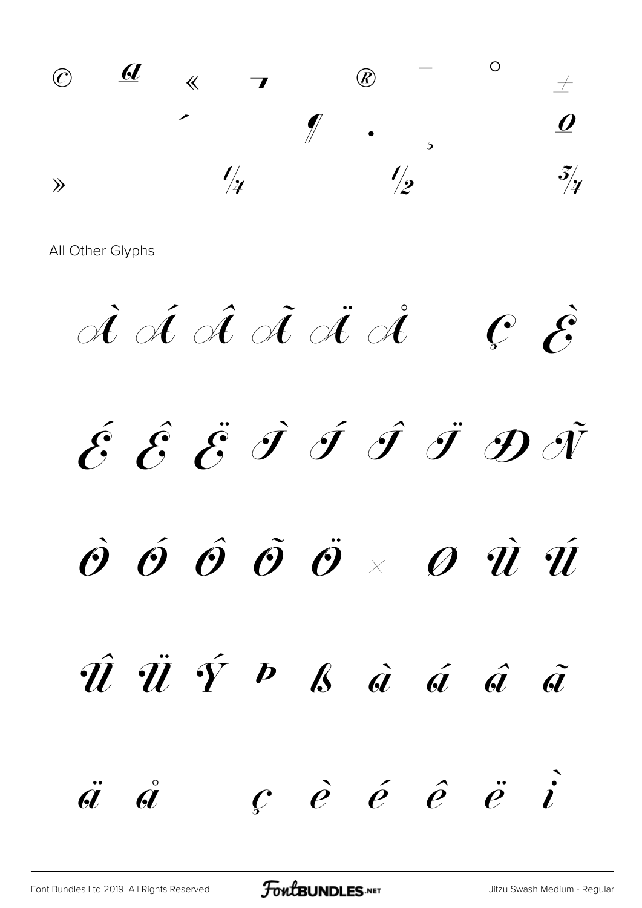© ª « ¬ ® ¯ ° ±

´ ¶ · ¸ º

» ¼ ½ ¾

All Other Glyphs

À Á Â Ã Ä Å Ç È

É Ê Ë Ì Í Î Ï Ð Ñ

Ò Ó Ô Õ Ö × Ø Ù Ú

Û Ü Ý Þ ß à á â ã

ä å ç è é ê ë ì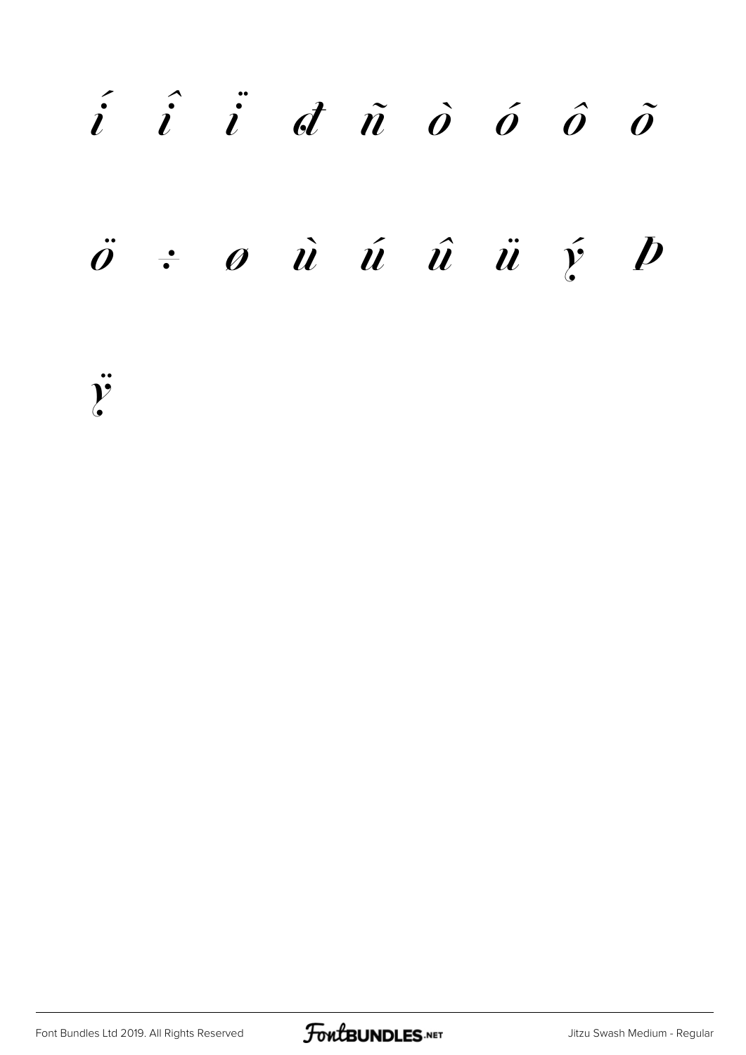í î ï ð ñ ò ó ô õ

ö ÷ ø ù ú û ü ý þ

ÿ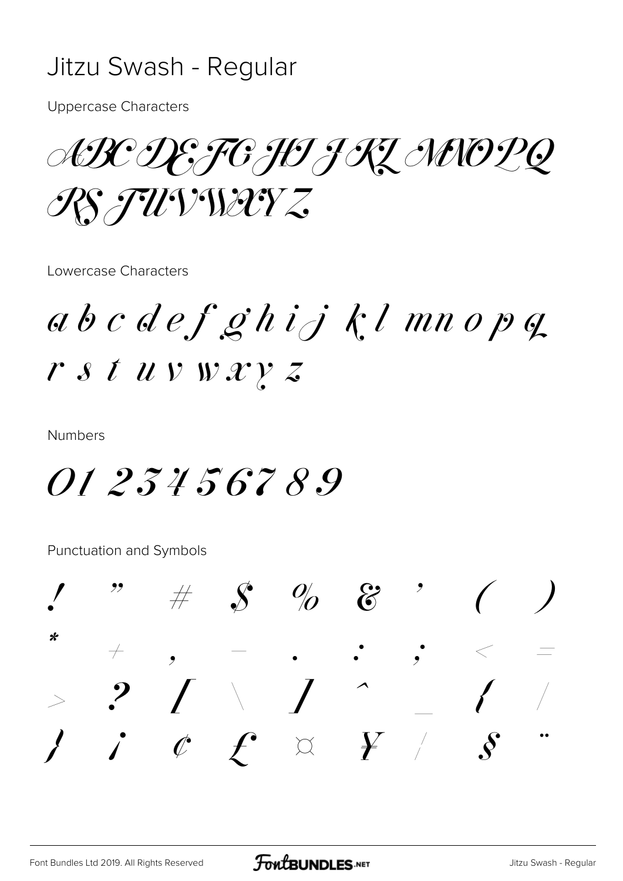# Jitzu Swash - Regular

Uppercase Characters

ABCDEFGHIJKLMNOPQ
RSTUVWXYZ

Lowercase Characters

a b c d e f g h i j k l mn o p q
r s t u v w x y z

Numbers

0 1 2 3 4 5 6 7 8 9

Punctuation and Symbols

! " # $ % & ' ( )
* + , - . : ; < =
> ? [ \ ] ^ _ { /
} ¡ ¢ £ ¤ ¥ ¦ § ¨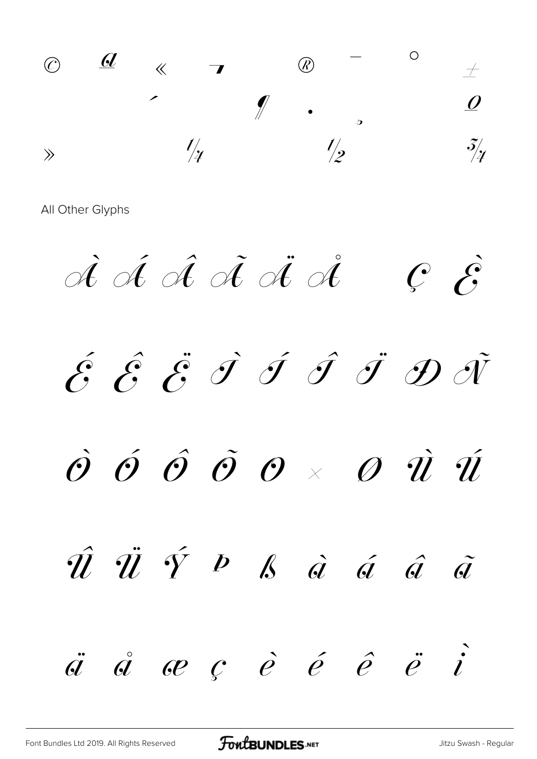© ª « ¬ ® ¯ ° ±

´ ¶ · ¸ º

» ¼ ½ ¾

All Other Glyphs

À Á Â Ã Ä Å Ç È

É Ê Ë Ì Í Î Ï Ð Ñ

Ò Ó Ô Õ Ö × Ø Ù Ú

Û Ü Ý Þ ß à á â ã

ä å æ ç è é ê ë ì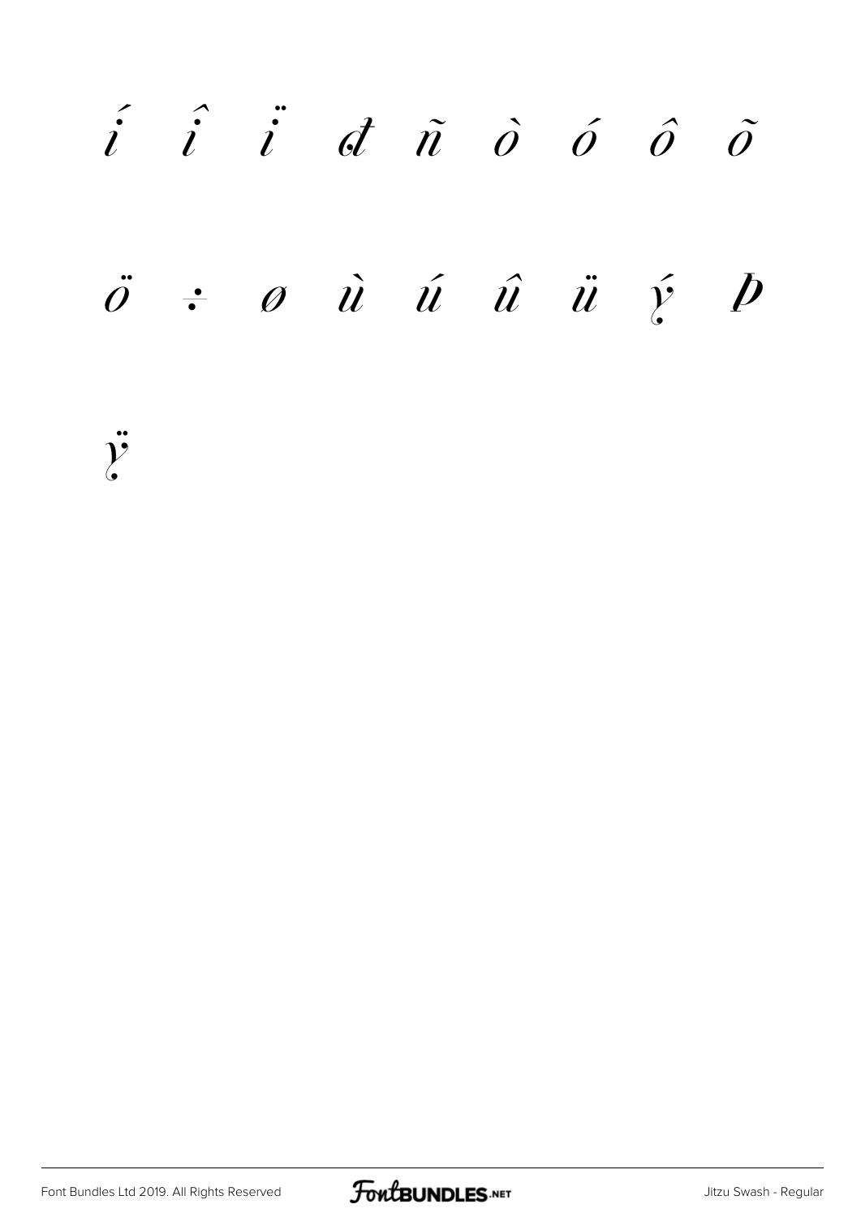í î ï ð ñ ò ó ô õ

ö ÷ ø ù ú û ü ý þ

ÿ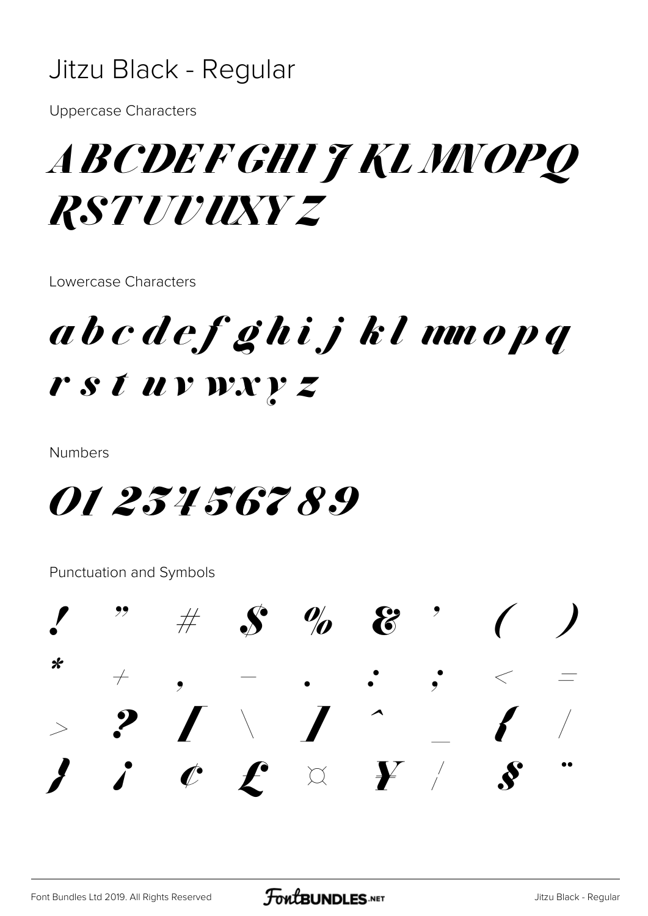# Jitzu Black - Regular

Uppercase Characters

ABCDEFGHIJKLMNOPQ RSTUVWXYZ

Lowercase Characters

abcdefghijklmnopq rstuvwxyz

Numbers

0123456789

Punctuation and Symbols

! " # $ % & ' ( )

* + , - . : ; < =

> ? [ \ ] ^ _ { /

} ¡ ¢ £ ¤ ¥ ¦ § ¨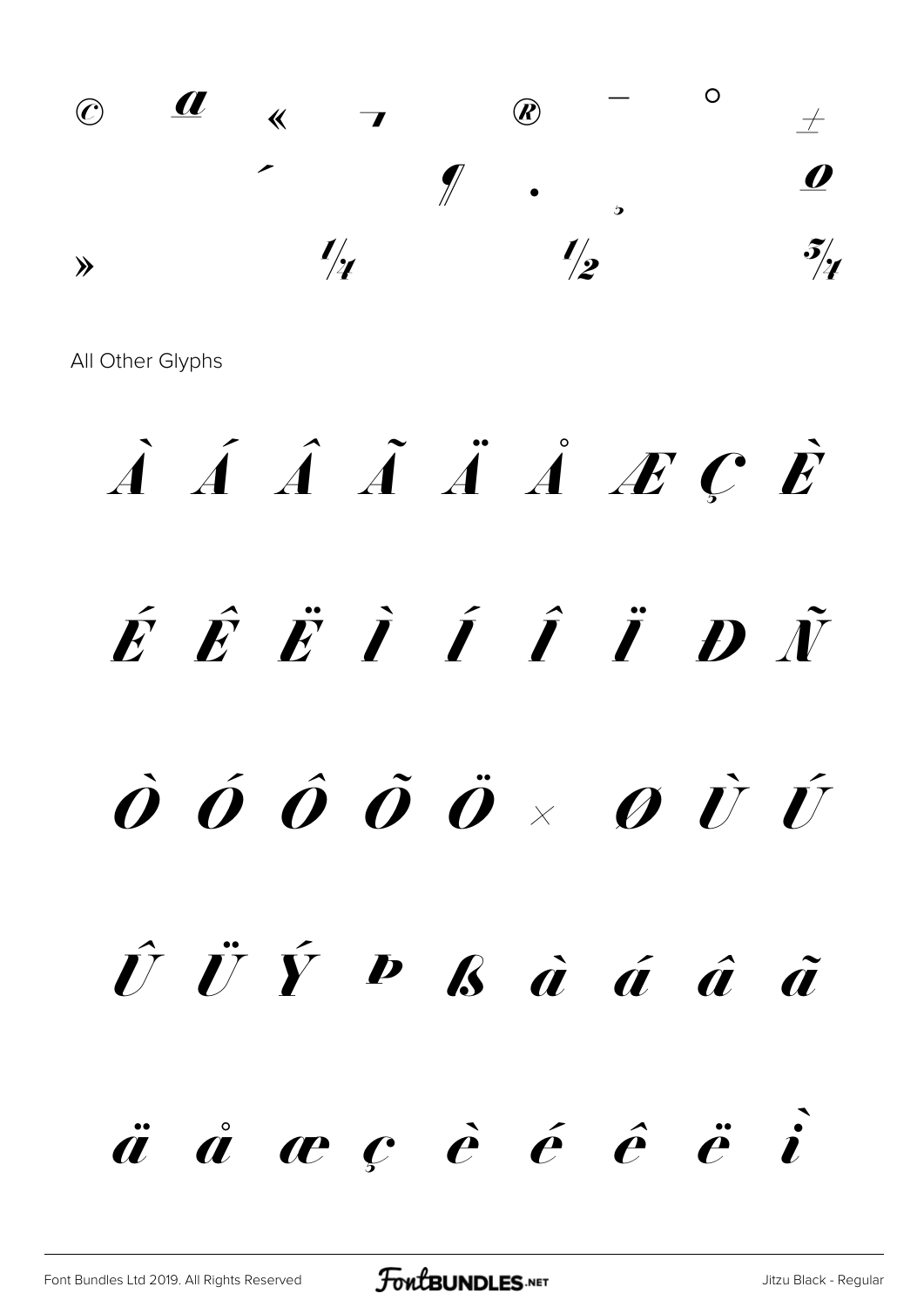© ª « ¬ ® ¯ ° ±

´ ¶ · ¸ º

» ¼ ½ ¾

All Other Glyphs

À Á Â Ã Ä Å Æ Ç È

É Ê Ë Ì Í Î Ï Ð Ñ

Ò Ó Ô Õ Ö × Ø Ù Ú

Û Ü Ý Þ ß à á â ã

ä å æ ç è é ê ë ì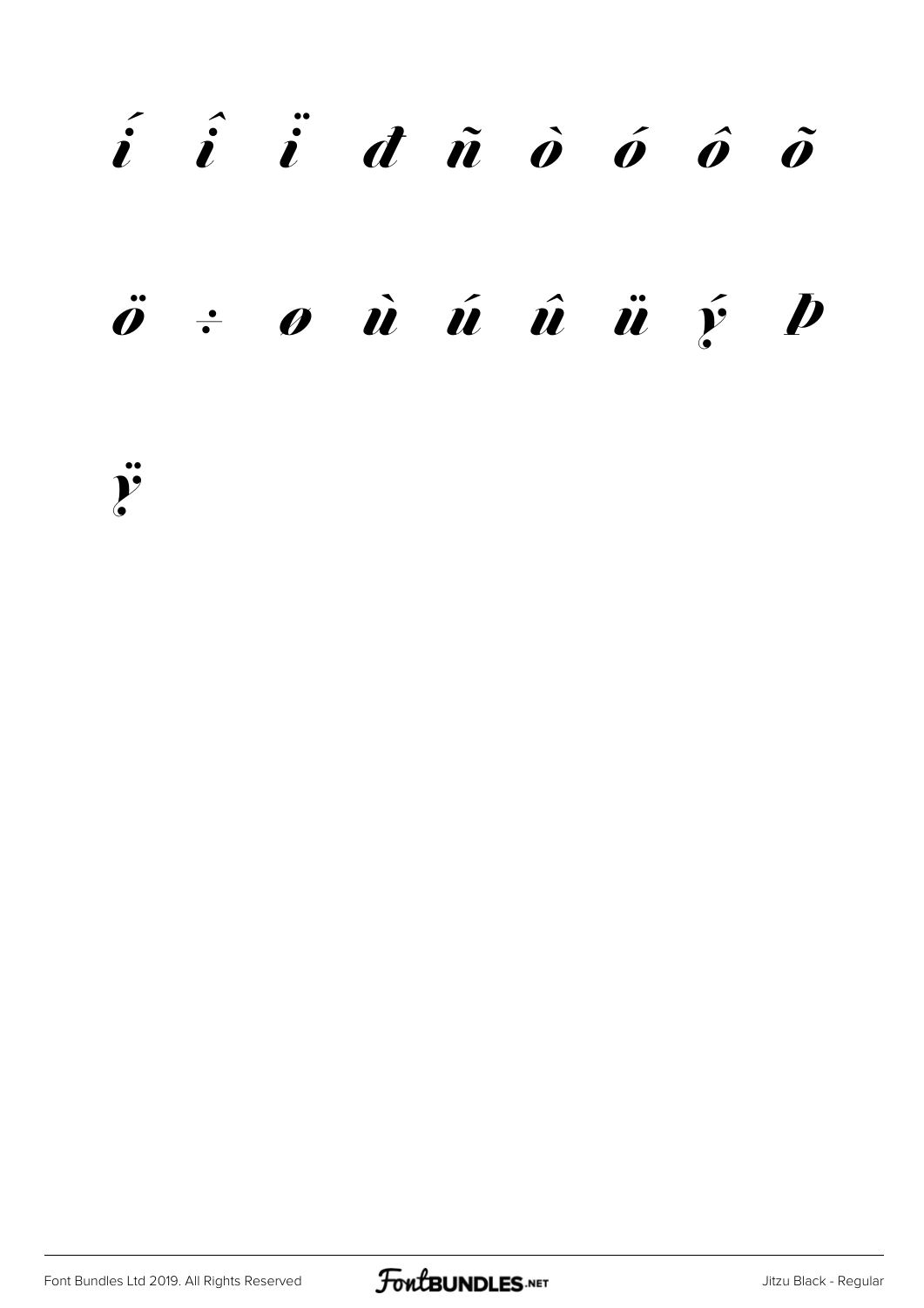í î ï đ ñ ò ó ô õ

ö ÷ ø ù ú û ü ý þ

ÿ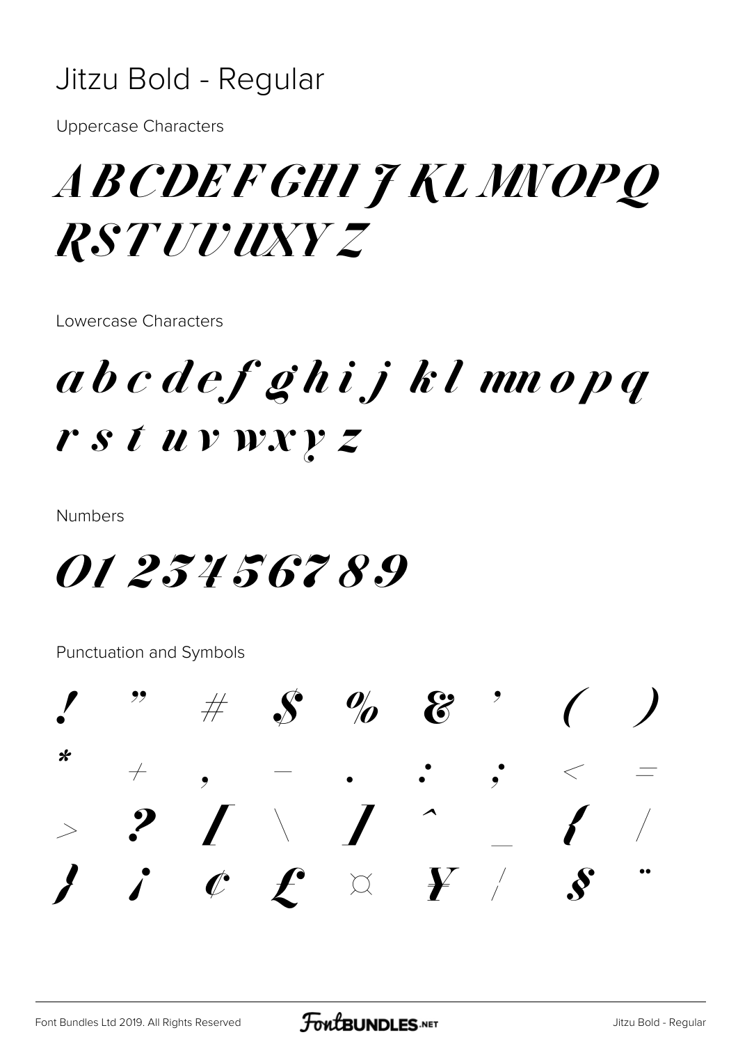# Jitzu Bold - Regular

Uppercase Characters

A B C D E F G H I J K L M N O P Q R S T U V W X Y Z

Lowercase Characters

a b c d e f g h i j k l m n o p q r s t u v w x y z

Numbers

0 1 2 3 4 5 6 7 8 9

Punctuation and Symbols

! " # $ % & ' ( ) * + , - . : ; < = > ? [ \ ] ^ _ { / } ¡ ¢ £ ¤ ¥ ¦ § ¨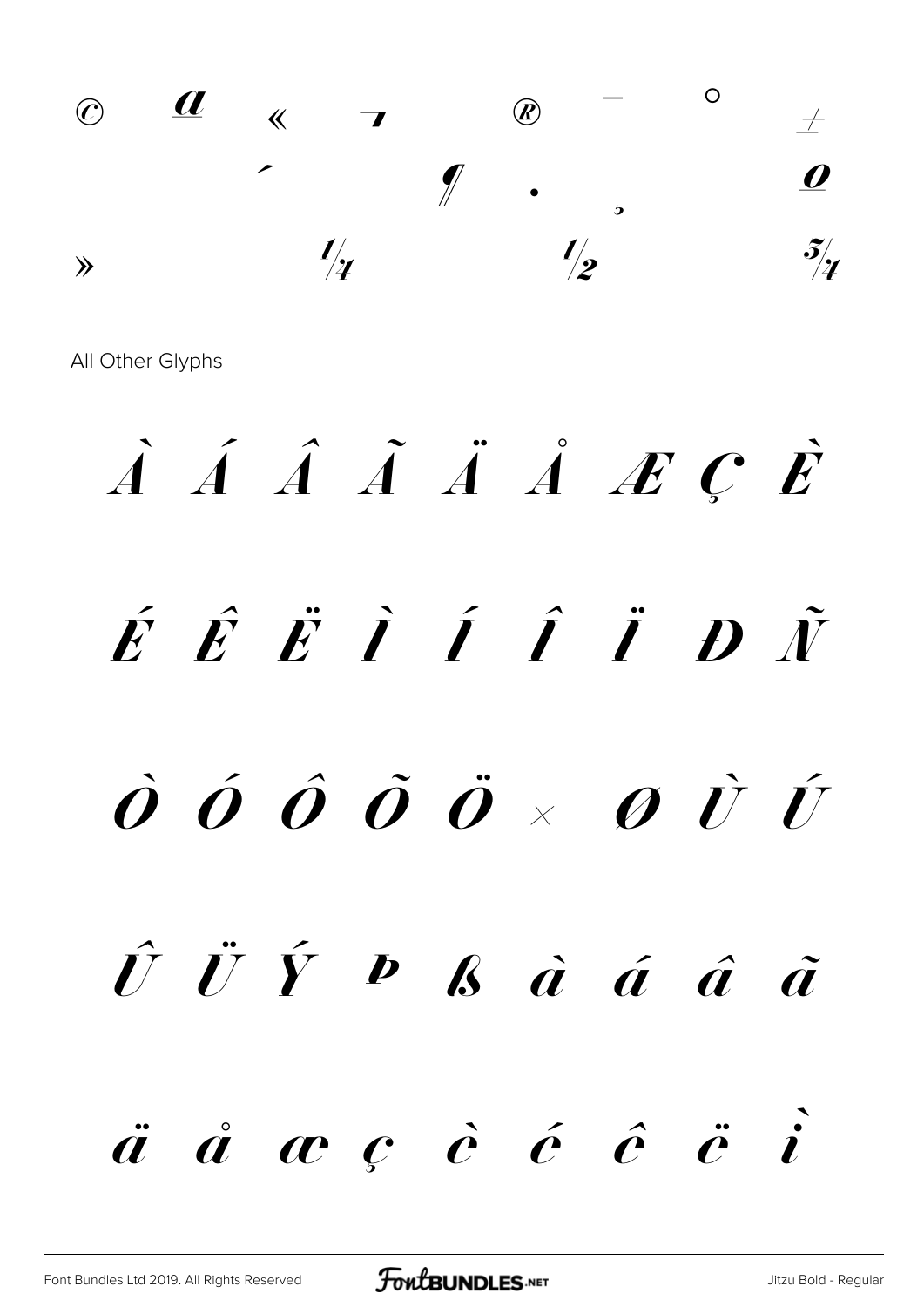© ª « ¬ ® ¯ ° ±

´ ¶ · ¸ º

» ¼ ½ ¾

All Other Glyphs

À Á Â Ã Ä Å Æ Ç È

É Ê Ë Ì Í Î Ï Ð Ñ

Ò Ó Ô Õ Ö × Ø Ù Ú

Û Ü Ý Þ ß à á â ã

ä å æ ç è é ê ë ì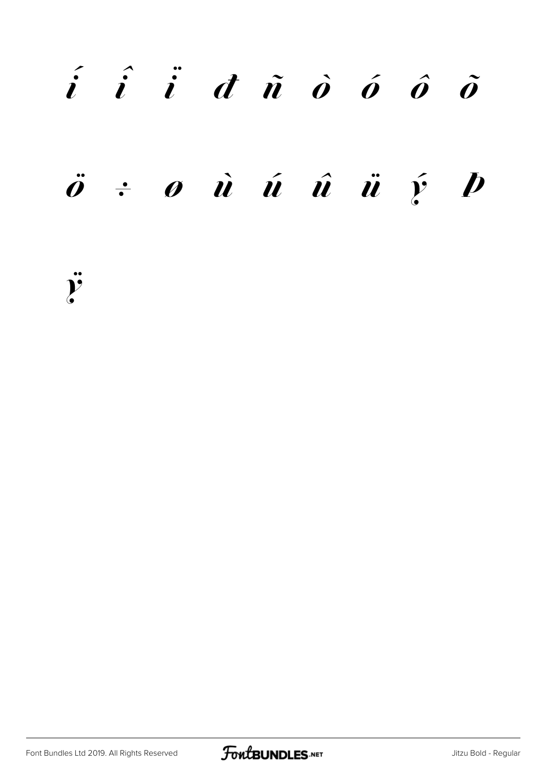í î ï ð ñ ò ó ô õ

ö ÷ ø ù ú û ü ý þ

ÿ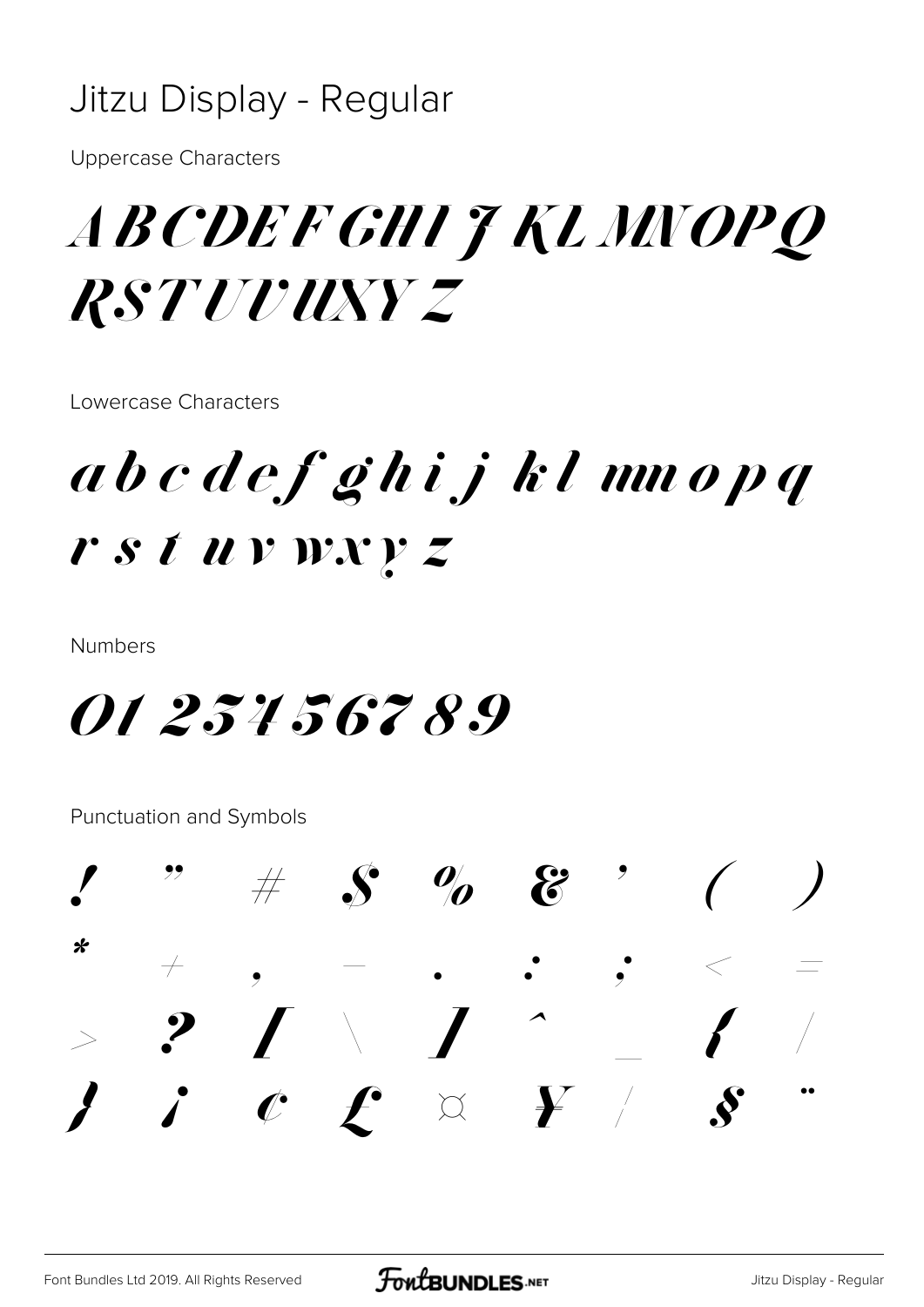# Jitzu Display - Regular

Uppercase Characters

A B C D E F G H I J K L M N O P Q R S T U V W X Y Z

Lowercase Characters

a b c d e f g h i j k l m n o p q r s t u v w x y z

Numbers

0 1 2 3 4 5 6 7 8 9

Punctuation and Symbols

! " # $ % & ' ( ) * + , - . : ; < = > ? [ \ ] ^ _ { / } ¡ ¢ £ ¤ ¥ ¦ § ¨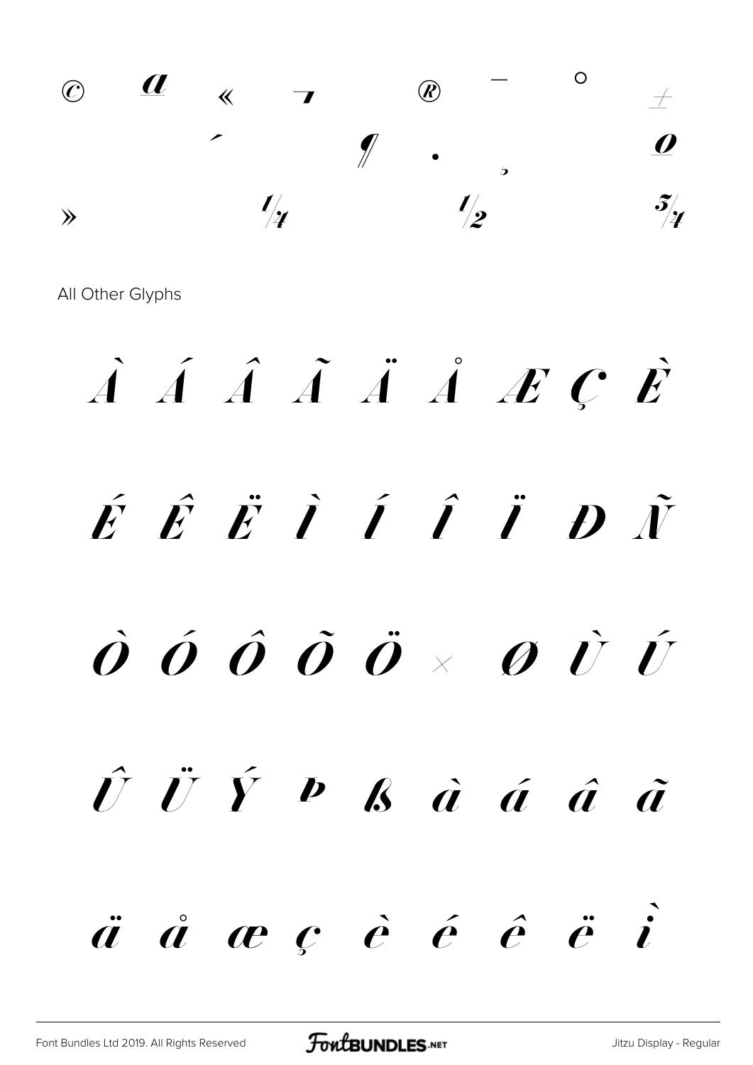© ª « ¬ ® ¯ ° ±

´ ¶ · ¸ º

» ¼ ½ ¾

All Other Glyphs

À Á Â Ã Ä Å Æ Ç È

É Ê Ë Ì Í Î Ï Ð Ñ

Ò Ó Ô Õ Ö × Ø Ù Ú

Û Ü Ý Þ ß à á â ã

ä å æ ç è é ê ë ì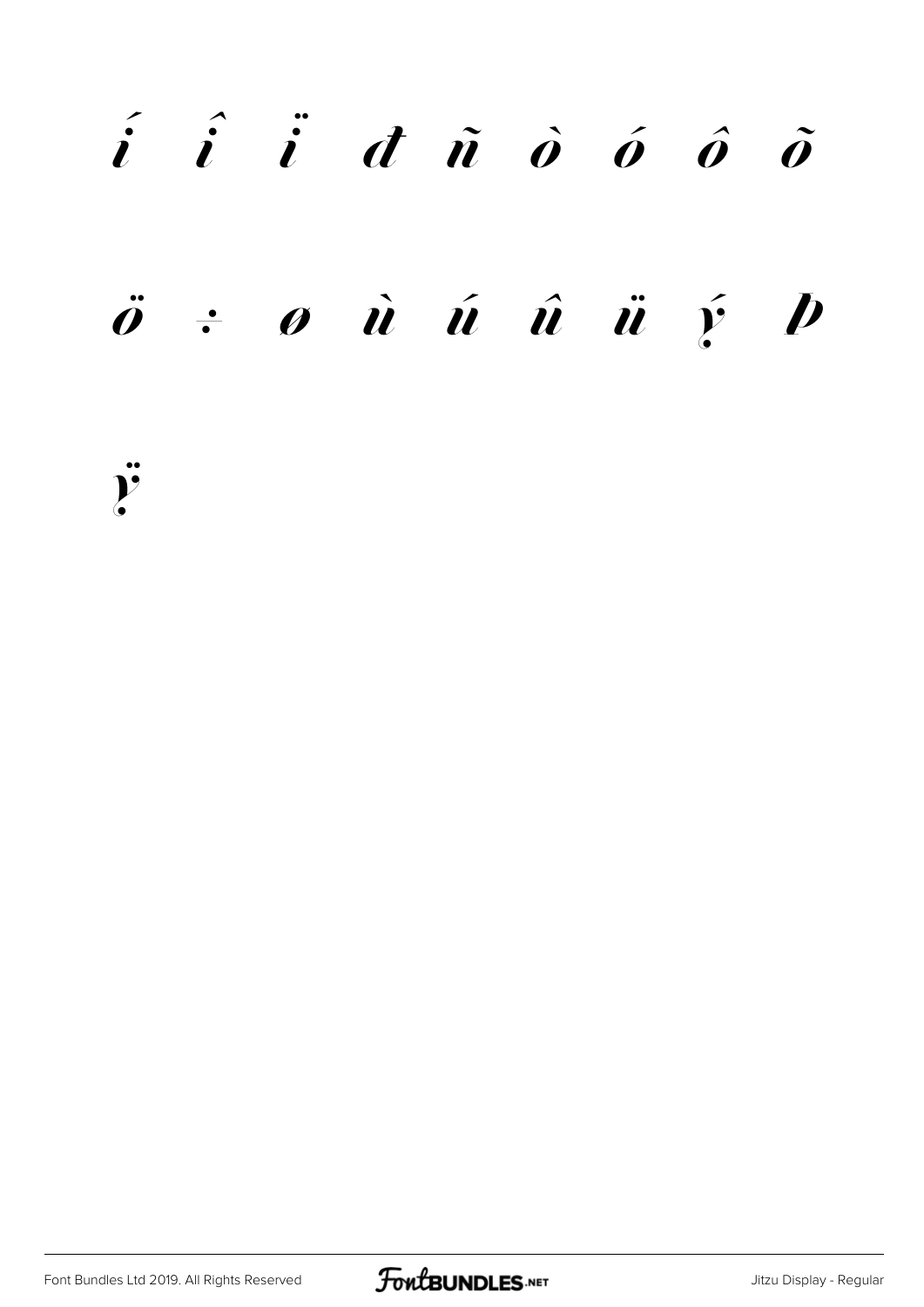í î ï đ ñ ò ó ô õ

ö ÷ ø ù ú û ü ý þ

ÿ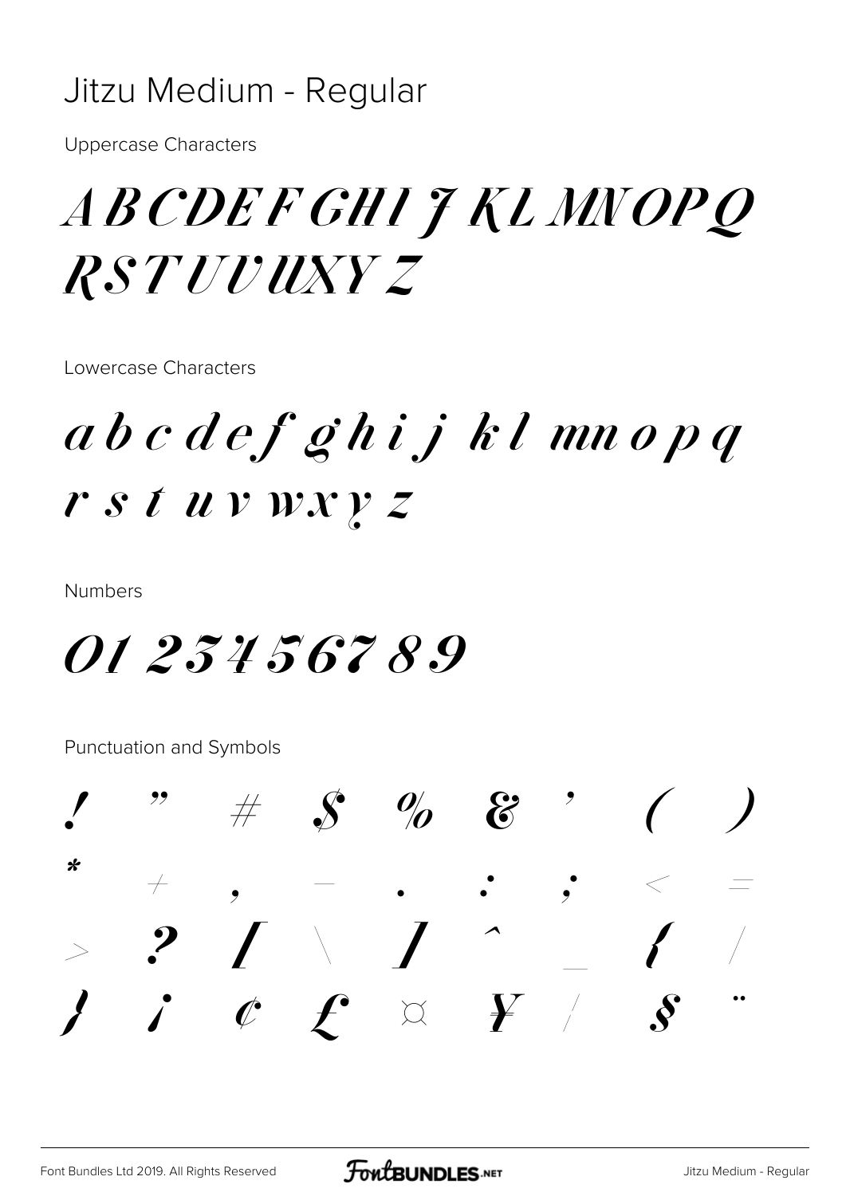# Jitzu Medium - Regular

Uppercase Characters

A B C D E F G H I J K L M N O P Q R S T U V W X Y Z

Lowercase Characters

a b c d e f g h i j k l m n o p q r s t u v w x y z

Numbers

0 1 2 3 4 5 6 7 8 9

Punctuation and Symbols

! " # $ % & ' ( ) * + , - . : ; < = > ? [ \ ] ^ _ { / } ¡ ¢ £ ¤ ¥ ¦ § ¨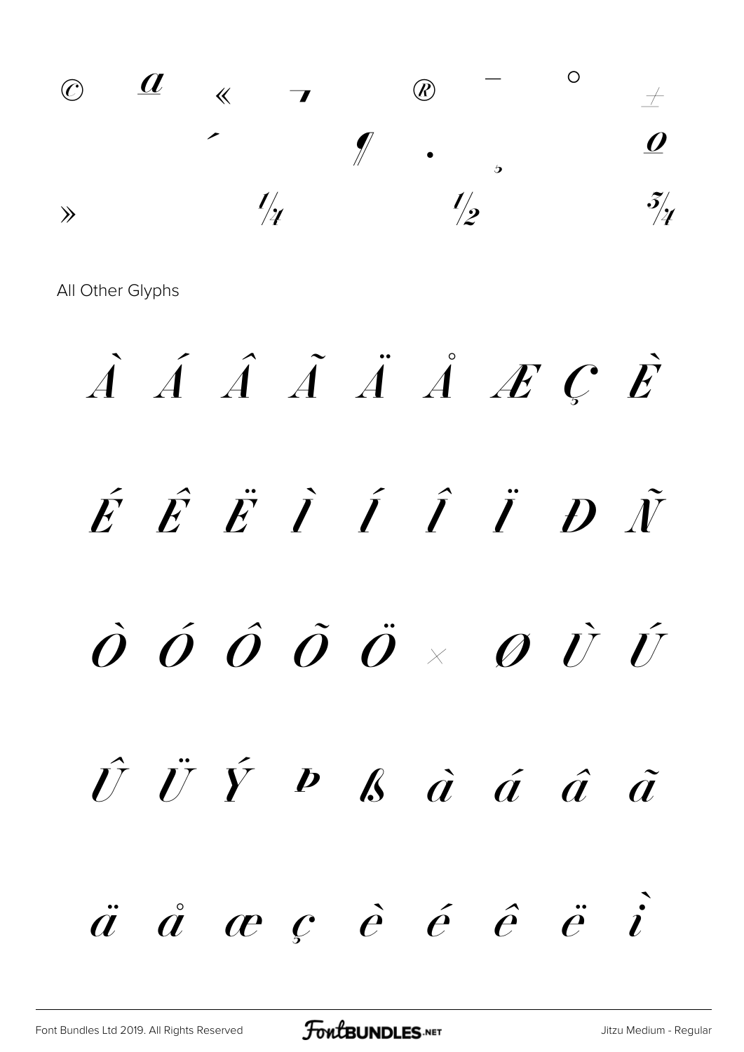© ª « ¬ ® ¯ ° ±

´ ¶ · ¸ º

» ¼ ½ ¾

All Other Glyphs

À Á Â Ã Ä Å Æ Ç È

É Ê Ë Ì Í Î Ï Đ Ñ

Ò Ó Ô Õ Ö × Ø Ù Ú

Û Ü Ý Þ ß à á â ã

ä å æ ç è é ê ë ì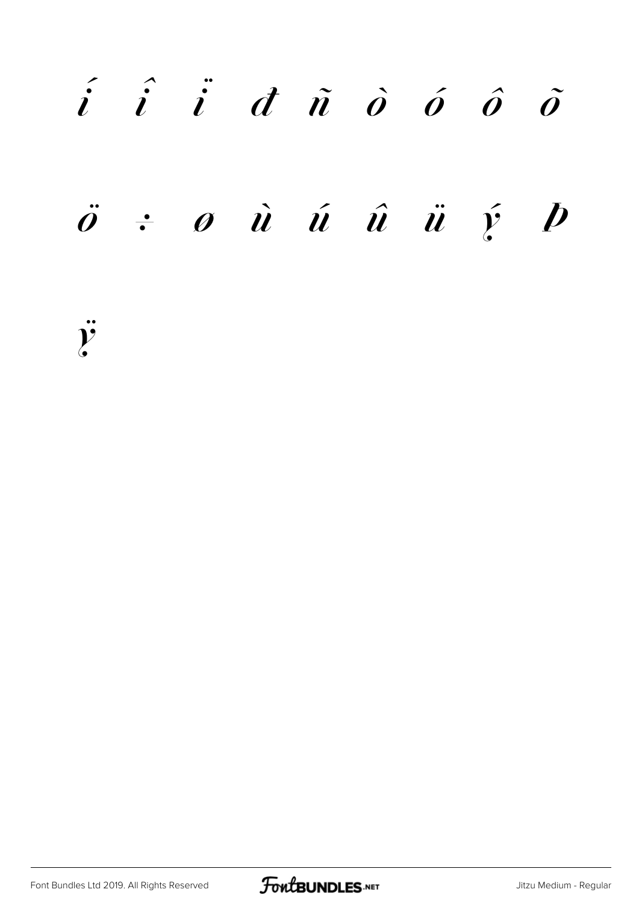í î ï đ ñ ò ó ô õ

ö ÷ ø ù ú û ü ý þ

ÿ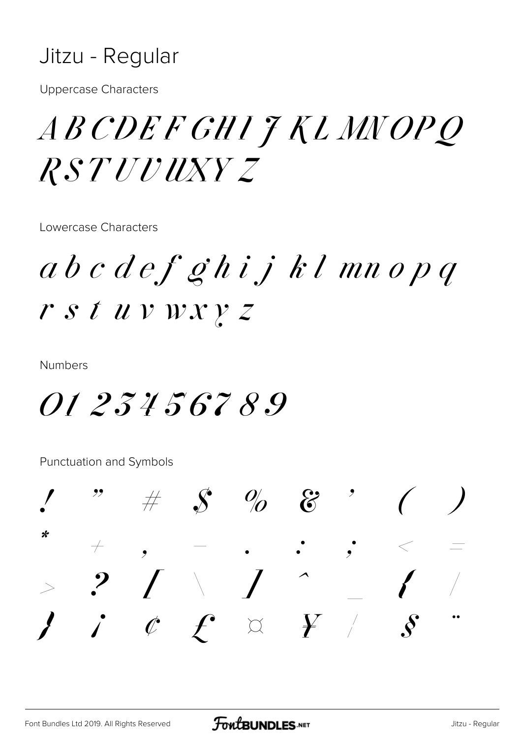# Jitzu - Regular

Uppercase Characters

A B C D E F G H I J K L M N O P Q R S T U V W X Y Z

Lowercase Characters

a b c d e f g h i j k l m n o p q r s t u v w x y z

Numbers

0 1 2 3 4 5 6 7 8 9

Punctuation and Symbols

! " # $ % & ' ( )
* + , - . : ; < =
> ? [ \ ] ^ _ { |
} ¡ ¢ £ ¤ ¥ ¦ § ¨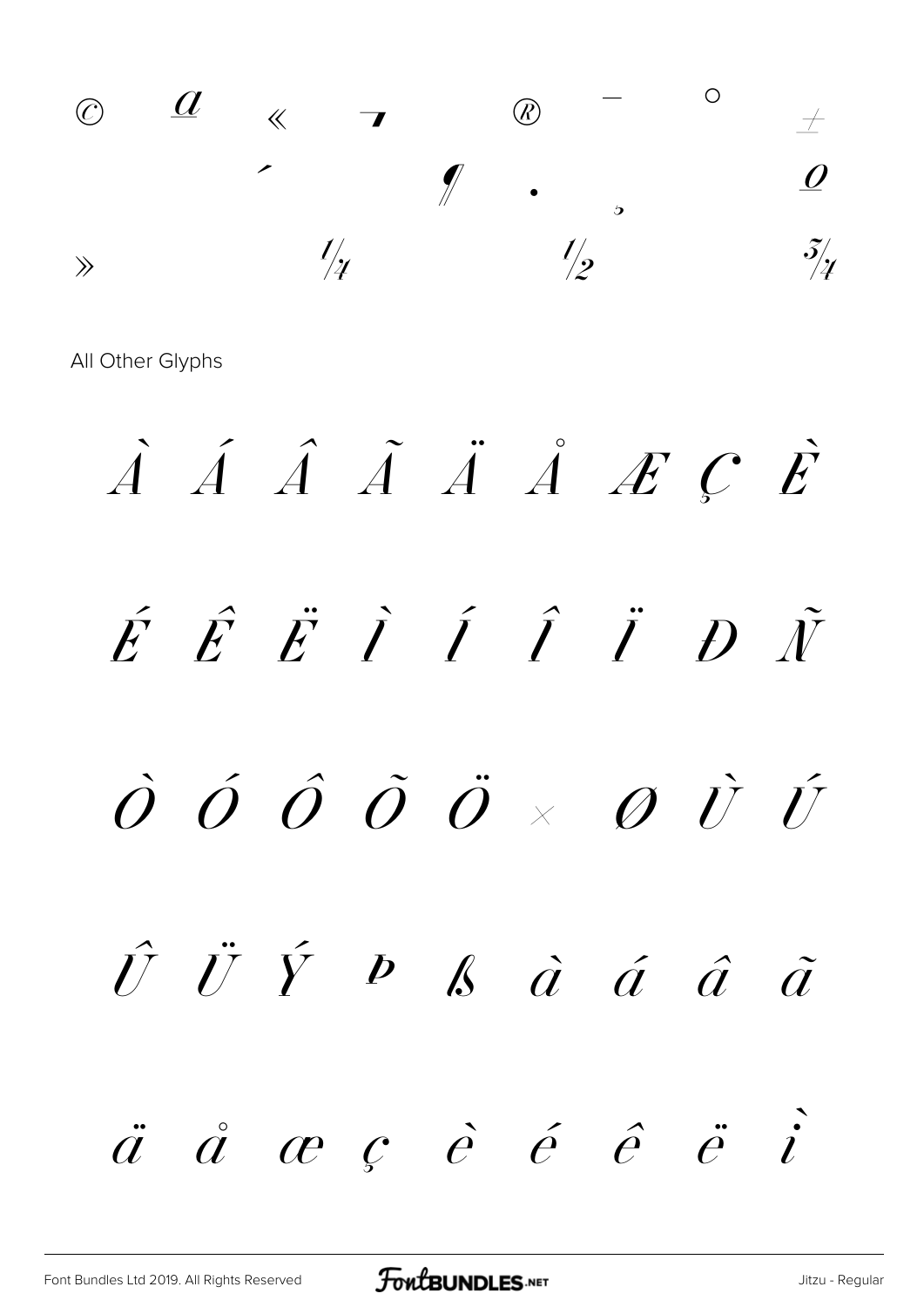© ª « ¬ ® ¯ ° ±

´ ¶ · ¸ º

» ¼ ½ ¾

All Other Glyphs

À Á Â Ã Ä Å Æ Ç È

É Ê Ë Ì Í Î Ï Ð Ñ

Ò Ó Ô Õ Ö × Ø Ù Ú

Û Ü Ý Þ ß à á â ã

ä å æ ç è é ê ë ì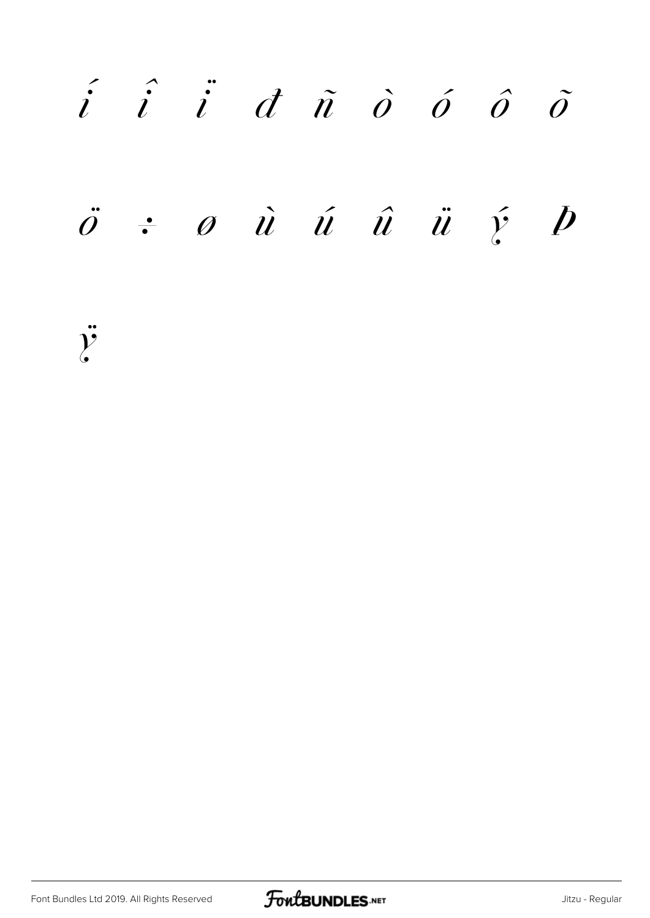í î ï đ ñ ò ó ô õ

ö ÷ ø ù ú û ü ý þ

ÿ